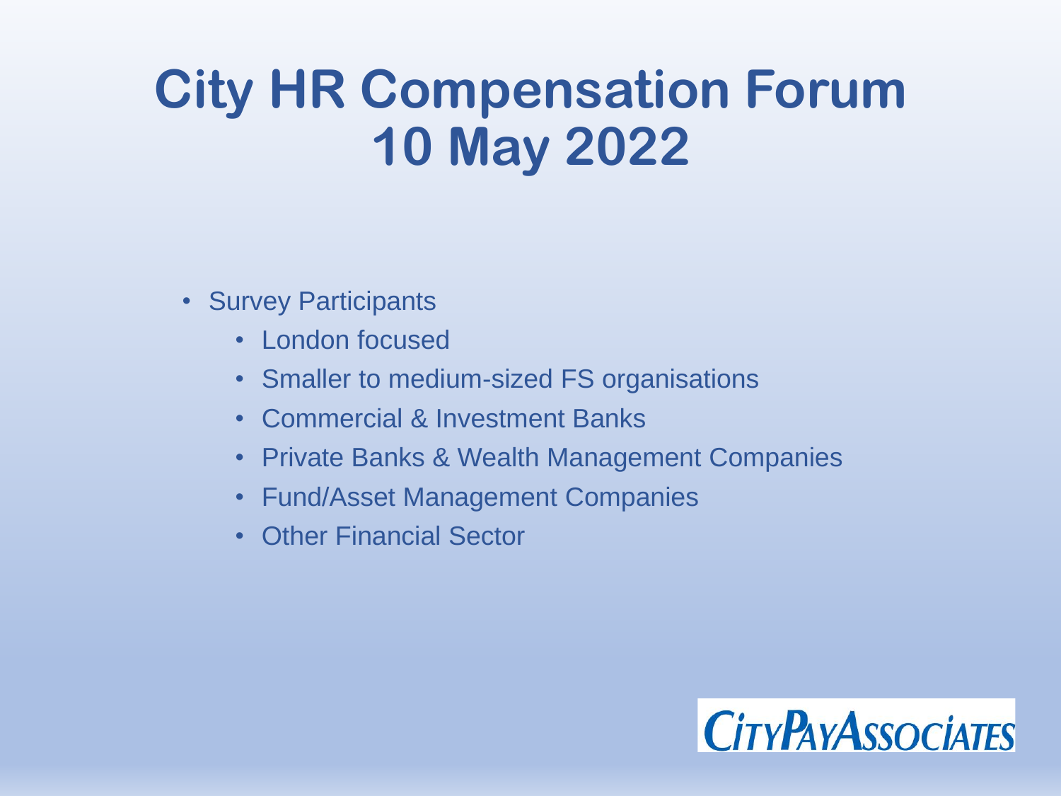# City HR Compensation Forum 10 May 2022

- Survey Participants
  - London focused
  - Smaller to medium-sized FS organisations
  - Commercial & Investment Banks
  - Private Banks & Wealth Management Companies
  - Fund/Asset Management Companies
  - Other Financial Sector

CityPayAssociates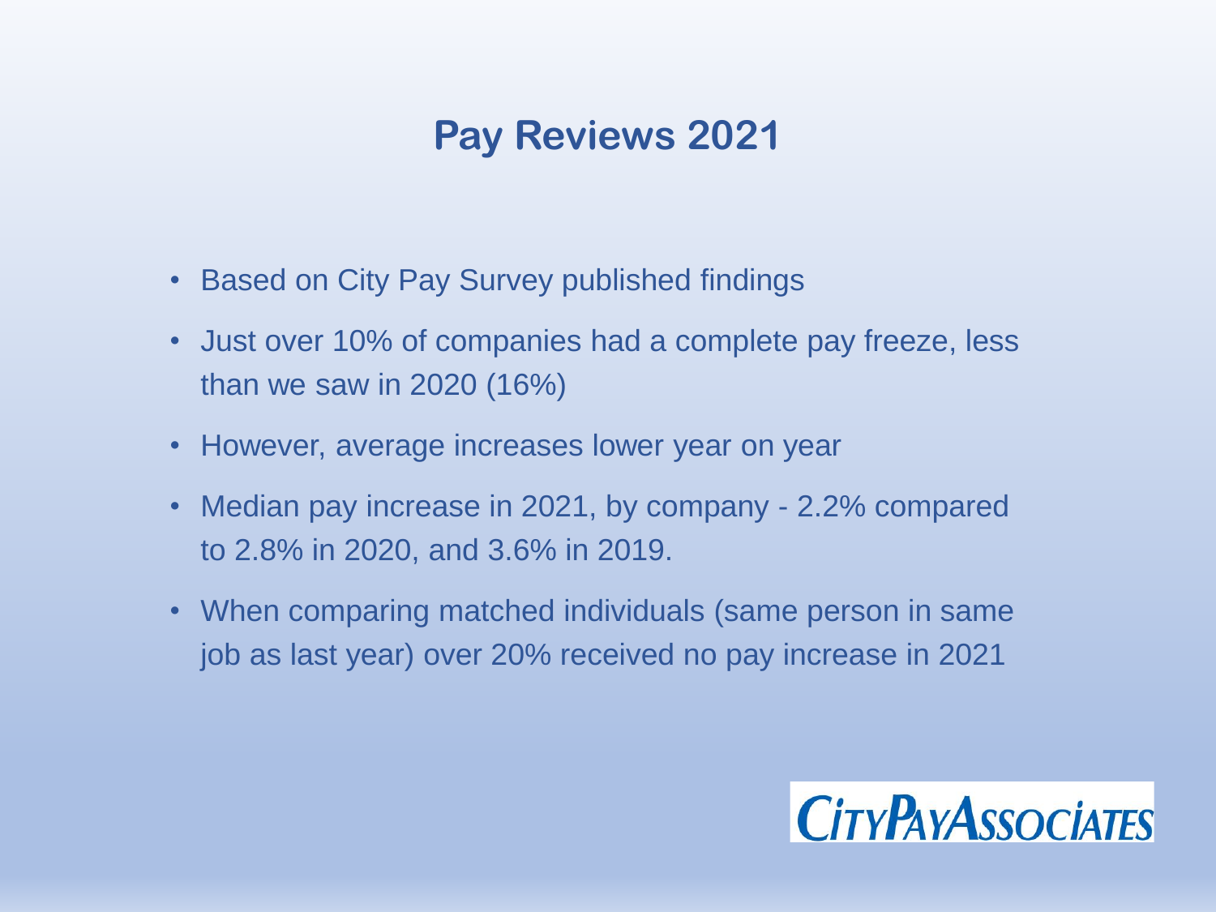# Pay Reviews 2021

- Based on City Pay Survey published findings
- Just over 10% of companies had a complete pay freeze, less than we saw in 2020 (16%)
- However, average increases lower year on year
- Median pay increase in 2021, by company - 2.2% compared to 2.8% in 2020, and 3.6% in 2019.
- When comparing matched individuals (same person in same job as last year) over 20% received no pay increase in 2021

CityPayAssociates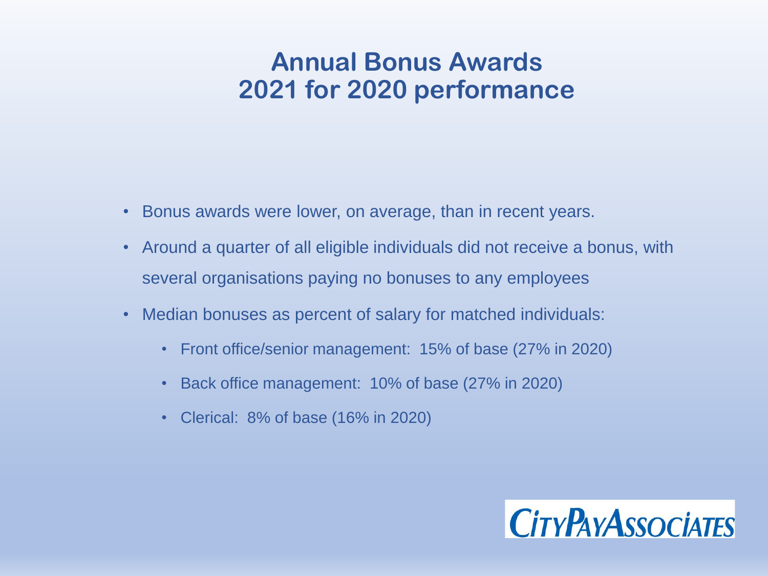# Annual Bonus Awards
# 2021 for 2020 performance

- Bonus awards were lower, on average, than in recent years.
- Around a quarter of all eligible individuals did not receive a bonus, with several organisations paying no bonuses to any employees
- Median bonuses as percent of salary for matched individuals:
  - Front office/senior management: 15% of base (27% in 2020)
  - Back office management: 10% of base (27% in 2020)
  - Clerical: 8% of base (16% in 2020)

CITYPAYASSOCIATES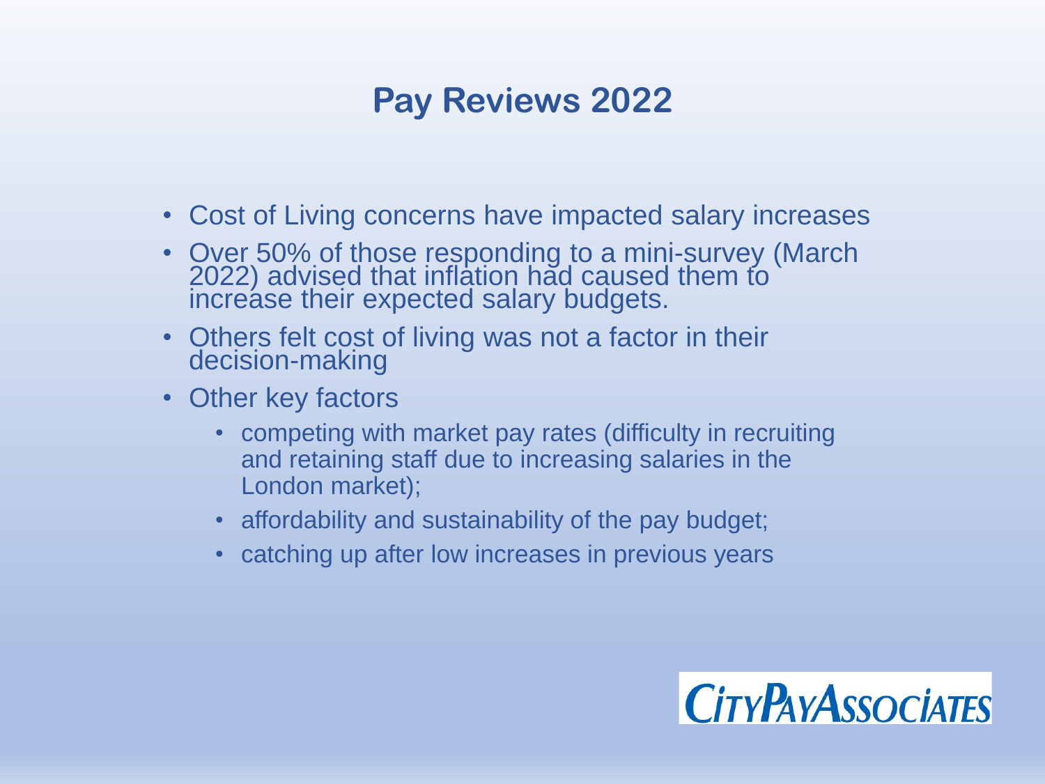## Pay Reviews 2022

- Cost of Living concerns have impacted salary increases
- Over 50% of those responding to a mini-survey (March 2022) advised that inflation had caused them to increase their expected salary budgets.
- Others felt cost of living was not a factor in their decision-making
- Other key factors
  - competing with market pay rates (difficulty in recruiting and retaining staff due to increasing salaries in the London market);
  - affordability and sustainability of the pay budget;
  - catching up after low increases in previous years

CITYPAYASSOCIATES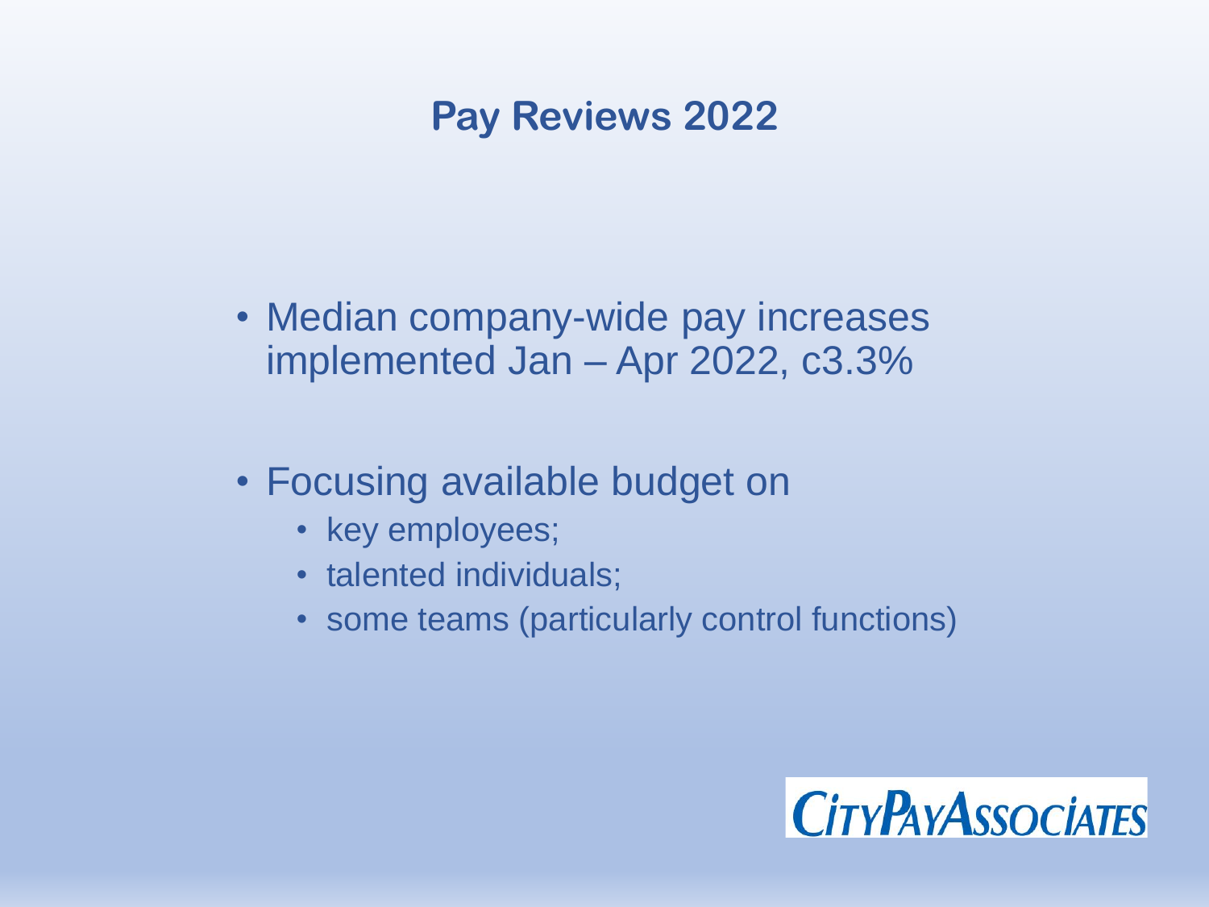# Pay Reviews 2022

- Median company-wide pay increases implemented Jan – Apr 2022, c3.3%
- Focusing available budget on
  - key employees;
  - talented individuals;
  - some teams (particularly control functions)

CityPayAssociates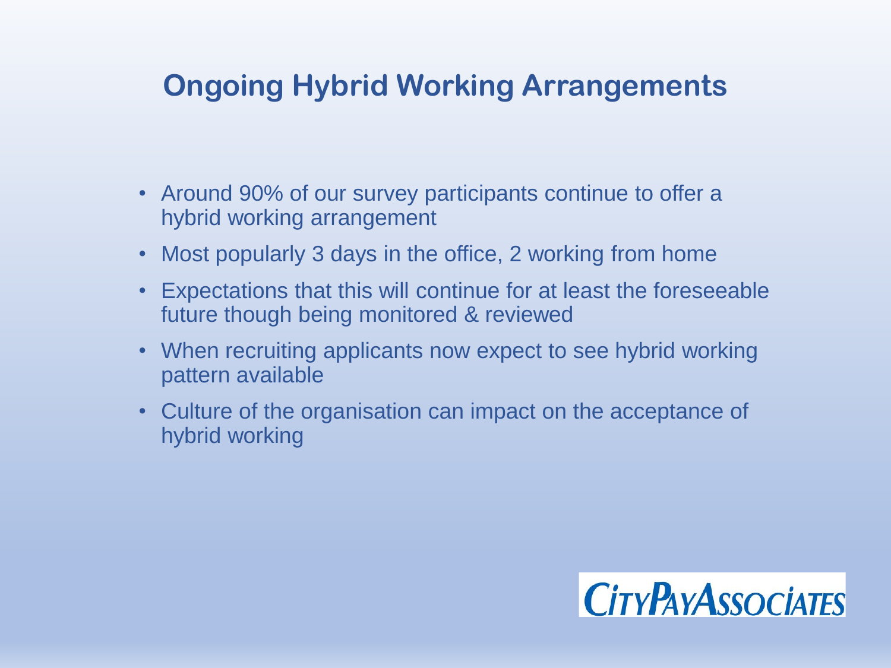## Ongoing Hybrid Working Arrangements

- Around 90% of our survey participants continue to offer a hybrid working arrangement
- Most popularly 3 days in the office, 2 working from home
- Expectations that this will continue for at least the foreseeable future though being monitored & reviewed
- When recruiting applicants now expect to see hybrid working pattern available
- Culture of the organisation can impact on the acceptance of hybrid working

CITYPAYASSOCIATES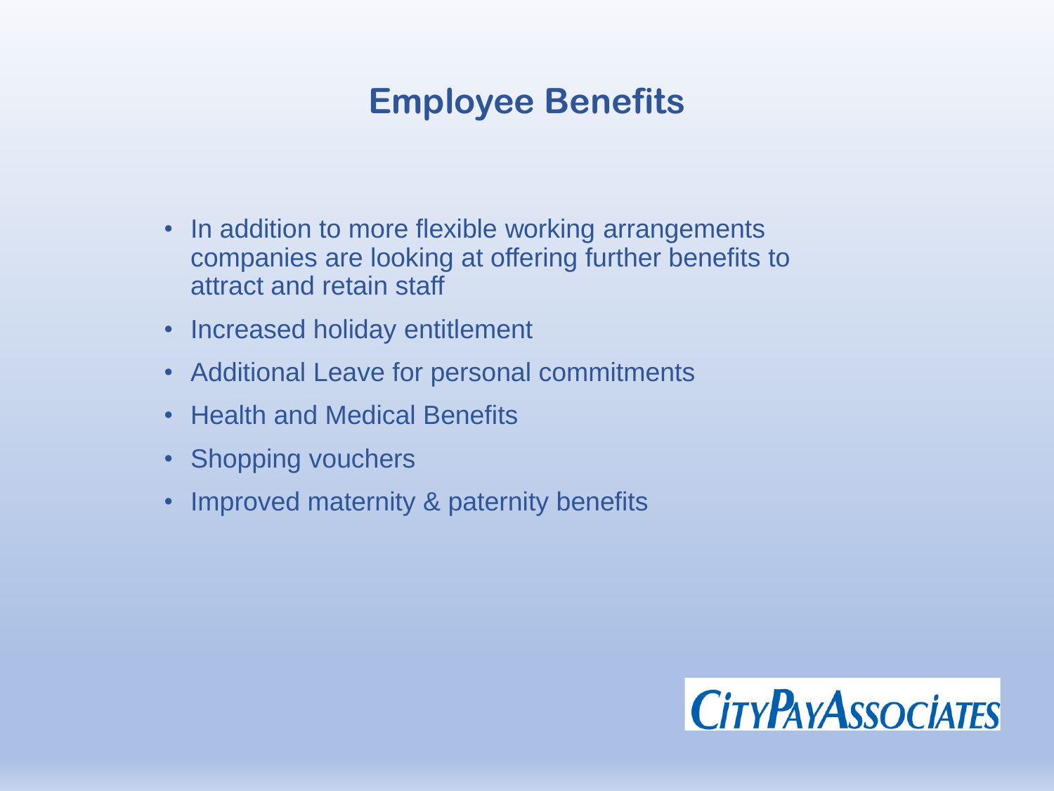# Employee Benefits

- In addition to more flexible working arrangements companies are looking at offering further benefits to attract and retain staff
- Increased holiday entitlement
- Additional Leave for personal commitments
- Health and Medical Benefits
- Shopping vouchers
- Improved maternity & paternity benefits

CITYPAYASSOCIATES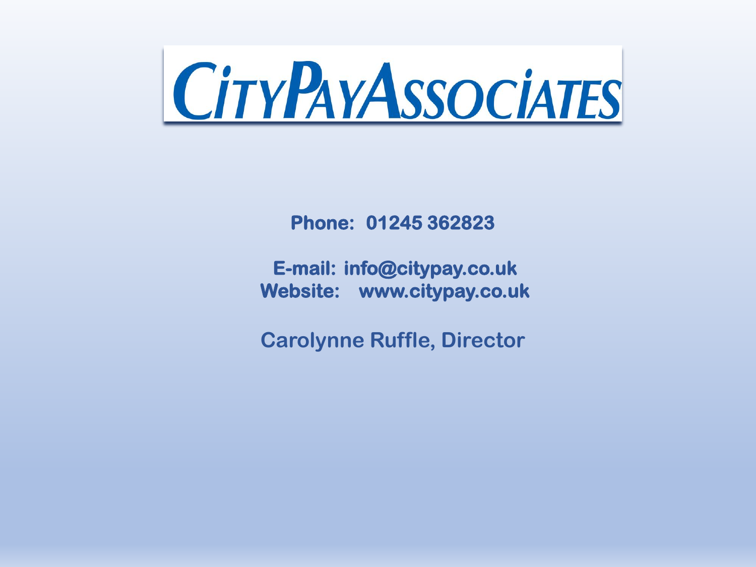# CityPayAssociates

**Phone: 01245 362823**

**E-mail: info@citypay.co.uk**
**Website: www.citypay.co.uk**

**Carolynne Ruffle, Director**